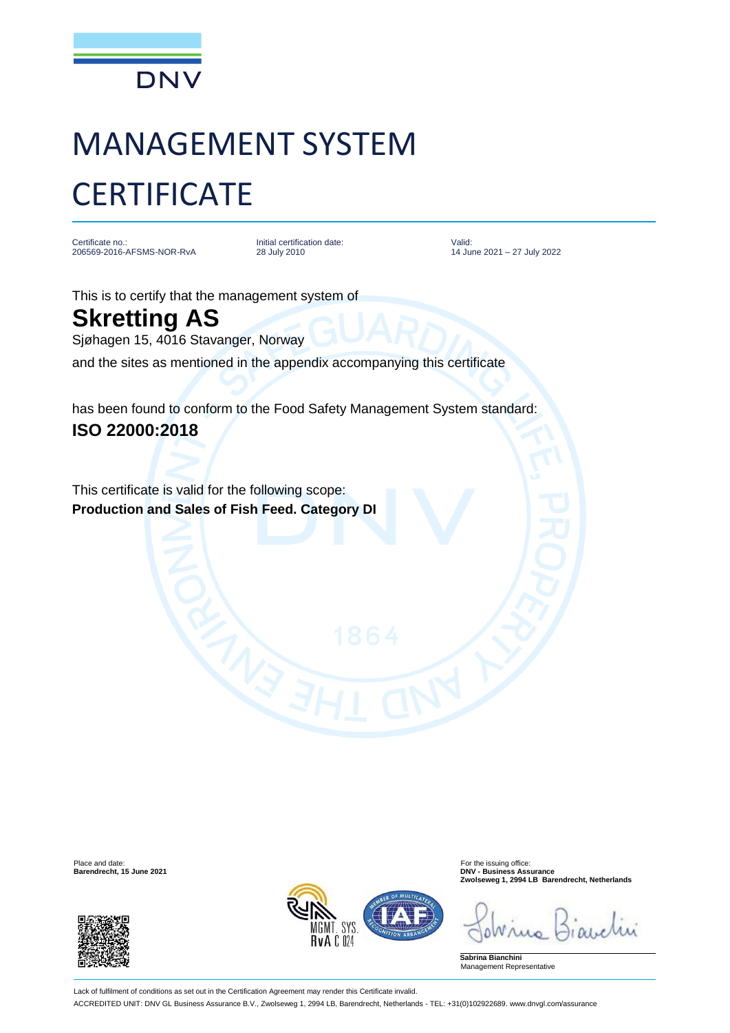DNV

# MANAGEMENT SYSTEM CERTIFICATE

| Certificate no.: | Initial certification date: | Valid: |
| --- | --- | --- |
| 206569-2016-AFSMS-NOR-RvA | 28 July 2010 | 14 June 2021 – 27 July 2022 |

This is to certify that the management system of

## Skretting AS

Sjøhagen 15, 4016 Stavanger, Norway

and the sites as mentioned in the appendix accompanying this certificate

has been found to conform to the Food Safety Management System standard:

**ISO 22000:2018**

This certificate is valid for the following scope:

**Production and Sales of Fish Feed. Category DI**

Place and date:
**Barendrecht, 15 June 2021**

For the issuing office:
**DNV - Business Assurance**
**Zwolseweg 1, 2994 LB Barendrecht, Netherlands**

**Sabrina Bianchini**
Management Representative

Lack of fulfilment of conditions as set out in the Certification Agreement may render this Certificate invalid.

ACCREDITED UNIT: DNV GL Business Assurance B.V., Zwolseweg 1, 2994 LB, Barendrecht, Netherlands - TEL: +31(0)102922689. www.dnvgl.com/assurance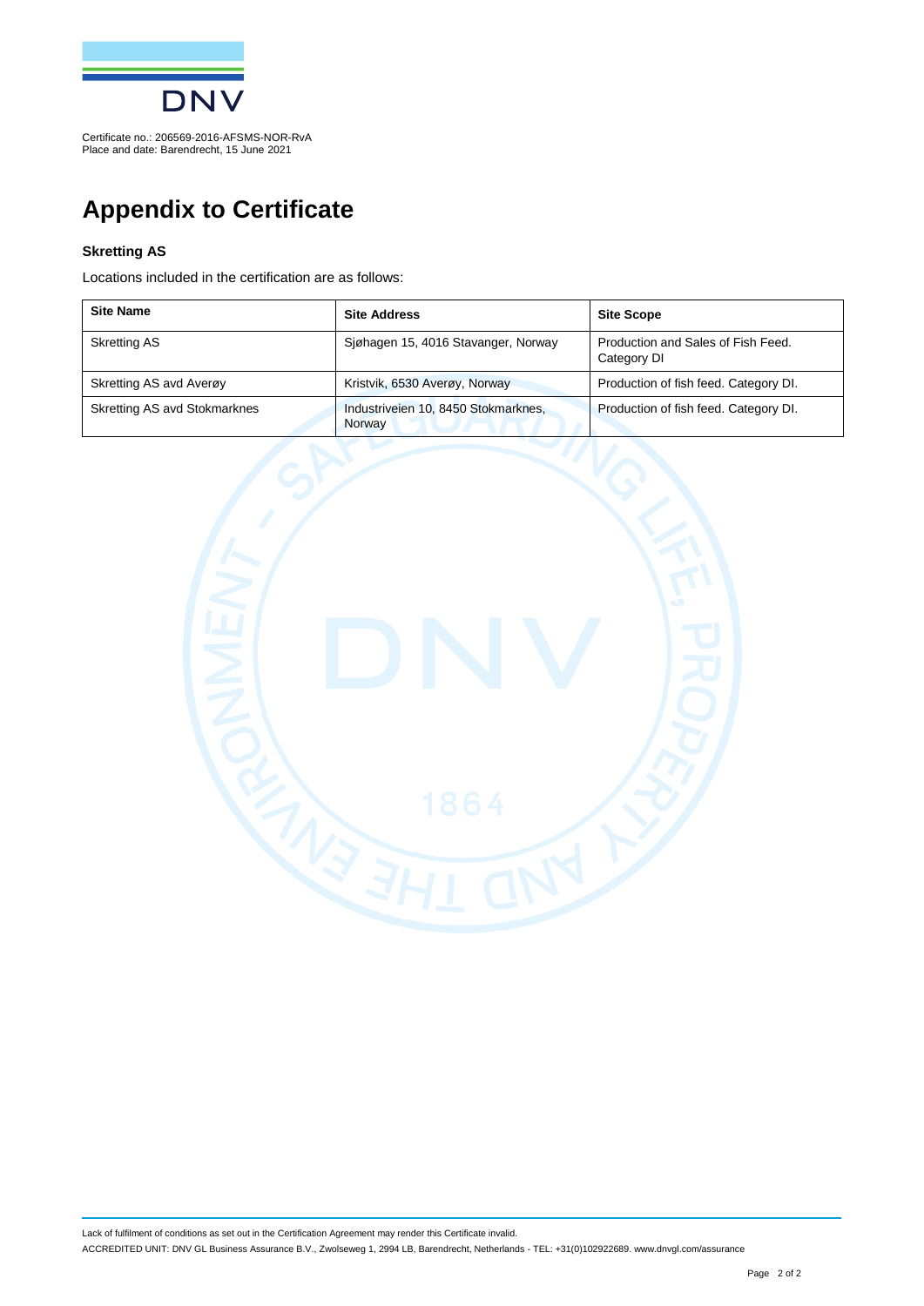Certificate no.: 206569-2016-AFSMS-NOR-RvA
Place and date: Barendrecht, 15 June 2021

# Appendix to Certificate

**Skretting AS**

Locations included in the certification are as follows:

| Site Name | Site Address | Site Scope |
|---|---|---|
| Skretting AS | Sjøhagen 15, 4016 Stavanger, Norway | Production and Sales of Fish Feed. Category DI |
| Skretting AS avd Averøy | Kristvik, 6530 Averøy, Norway | Production of fish feed. Category DI. |
| Skretting AS avd Stokmarknes | Industriveien 10, 8450 Stokmarknes, Norway | Production of fish feed. Category DI. |

Lack of fulfilment of conditions as set out in the Certification Agreement may render this Certificate invalid.

ACCREDITED UNIT: DNV GL Business Assurance B.V., Zwolseweg 1, 2994 LB, Barendrecht, Netherlands - TEL: +31(0)102922689. www.dnvgl.com/assurance